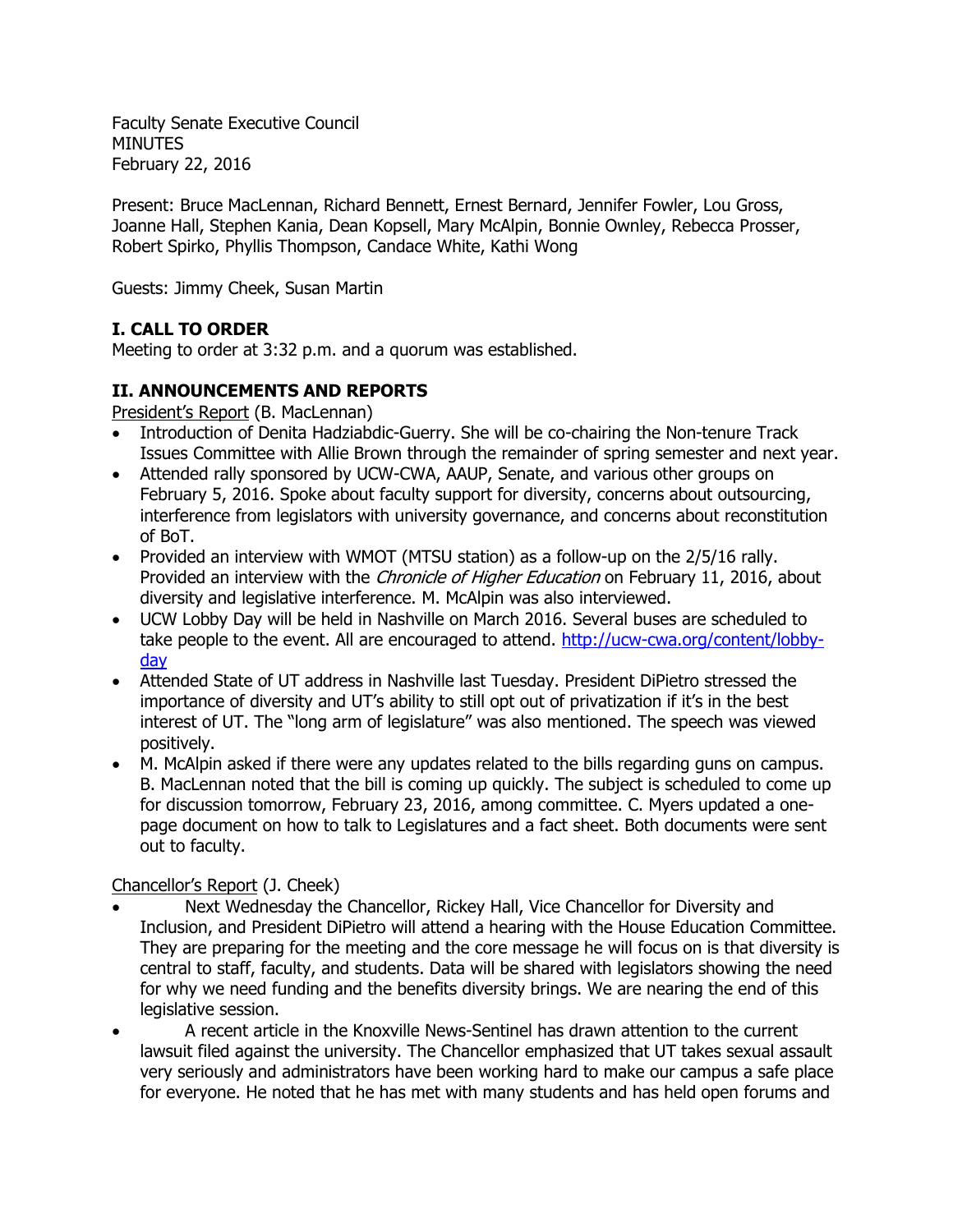Faculty Senate Executive Council
MINUTES
February 22, 2016

Present: Bruce MacLennan, Richard Bennett, Ernest Bernard, Jennifer Fowler, Lou Gross, Joanne Hall, Stephen Kania, Dean Kopsell, Mary McAlpin, Bonnie Ownley, Rebecca Prosser, Robert Spirko, Phyllis Thompson, Candace White, Kathi Wong

Guests: Jimmy Cheek, Susan Martin

## I. CALL TO ORDER

Meeting to order at 3:32 p.m. and a quorum was established.

## II. ANNOUNCEMENTS AND REPORTS

President's Report (B. MacLennan)

- Introduction of Denita Hadziabdic-Guerry. She will be co-chairing the Non-tenure Track Issues Committee with Allie Brown through the remainder of spring semester and next year.
- Attended rally sponsored by UCW-CWA, AAUP, Senate, and various other groups on February 5, 2016. Spoke about faculty support for diversity, concerns about outsourcing, interference from legislators with university governance, and concerns about reconstitution of BoT.
- Provided an interview with WMOT (MTSU station) as a follow-up on the 2/5/16 rally. Provided an interview with the *Chronicle of Higher Education* on February 11, 2016, about diversity and legislative interference. M. McAlpin was also interviewed.
- UCW Lobby Day will be held in Nashville on March 2016. Several buses are scheduled to take people to the event. All are encouraged to attend. http://ucw-cwa.org/content/lobby-day
- Attended State of UT address in Nashville last Tuesday. President DiPietro stressed the importance of diversity and UT's ability to still opt out of privatization if it's in the best interest of UT. The "long arm of legislature" was also mentioned. The speech was viewed positively.
- M. McAlpin asked if there were any updates related to the bills regarding guns on campus. B. MacLennan noted that the bill is coming up quickly. The subject is scheduled to come up for discussion tomorrow, February 23, 2016, among committee. C. Myers updated a one-page document on how to talk to Legislatures and a fact sheet. Both documents were sent out to faculty.

Chancellor's Report (J. Cheek)

- Next Wednesday the Chancellor, Rickey Hall, Vice Chancellor for Diversity and Inclusion, and President DiPietro will attend a hearing with the House Education Committee. They are preparing for the meeting and the core message he will focus on is that diversity is central to staff, faculty, and students. Data will be shared with legislators showing the need for why we need funding and the benefits diversity brings. We are nearing the end of this legislative session.
- A recent article in the Knoxville News-Sentinel has drawn attention to the current lawsuit filed against the university. The Chancellor emphasized that UT takes sexual assault very seriously and administrators have been working hard to make our campus a safe place for everyone. He noted that he has met with many students and has held open forums and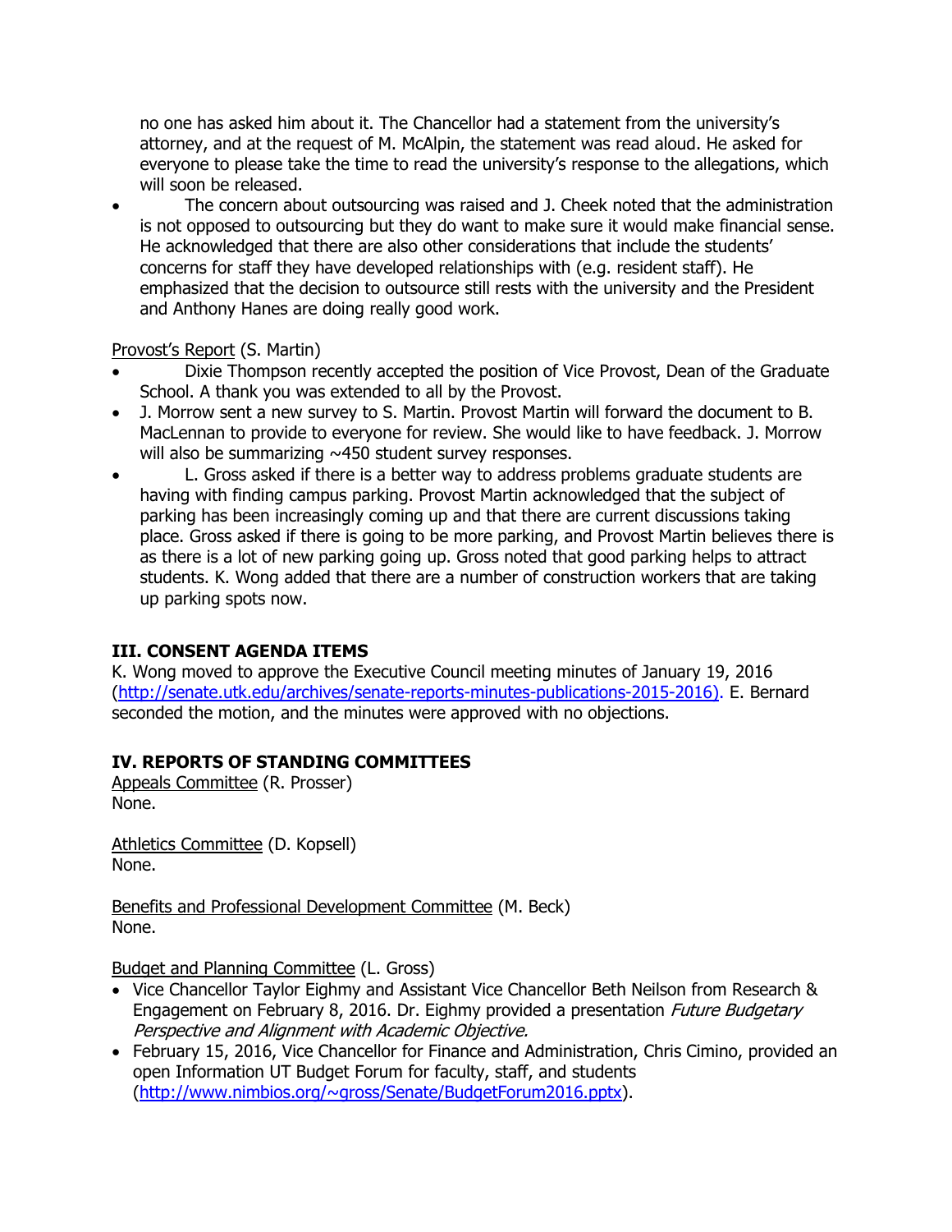no one has asked him about it. The Chancellor had a statement from the university's attorney, and at the request of M. McAlpin, the statement was read aloud. He asked for everyone to please take the time to read the university's response to the allegations, which will soon be released.

- The concern about outsourcing was raised and J. Cheek noted that the administration is not opposed to outsourcing but they do want to make sure it would make financial sense. He acknowledged that there are also other considerations that include the students' concerns for staff they have developed relationships with (e.g. resident staff). He emphasized that the decision to outsource still rests with the university and the President and Anthony Hanes are doing really good work.

Provost's Report (S. Martin)

- Dixie Thompson recently accepted the position of Vice Provost, Dean of the Graduate School. A thank you was extended to all by the Provost.
- J. Morrow sent a new survey to S. Martin. Provost Martin will forward the document to B. MacLennan to provide to everyone for review. She would like to have feedback. J. Morrow will also be summarizing ~450 student survey responses.
- L. Gross asked if there is a better way to address problems graduate students are having with finding campus parking. Provost Martin acknowledged that the subject of parking has been increasingly coming up and that there are current discussions taking place. Gross asked if there is going to be more parking, and Provost Martin believes there is as there is a lot of new parking going up. Gross noted that good parking helps to attract students. K. Wong added that there are a number of construction workers that are taking up parking spots now.

## III. CONSENT AGENDA ITEMS

K. Wong moved to approve the Executive Council meeting minutes of January 19, 2016 (http://senate.utk.edu/archives/senate-reports-minutes-publications-2015-2016). E. Bernard seconded the motion, and the minutes were approved with no objections.

## IV. REPORTS OF STANDING COMMITTEES

Appeals Committee (R. Prosser)
None.

Athletics Committee (D. Kopsell)
None.

Benefits and Professional Development Committee (M. Beck)
None.

Budget and Planning Committee (L. Gross)

- Vice Chancellor Taylor Eighmy and Assistant Vice Chancellor Beth Neilson from Research & Engagement on February 8, 2016. Dr. Eighmy provided a presentation *Future Budgetary Perspective and Alignment with Academic Objective.*
- February 15, 2016, Vice Chancellor for Finance and Administration, Chris Cimino, provided an open Information UT Budget Forum for faculty, staff, and students (http://www.nimbios.org/~gross/Senate/BudgetForum2016.pptx).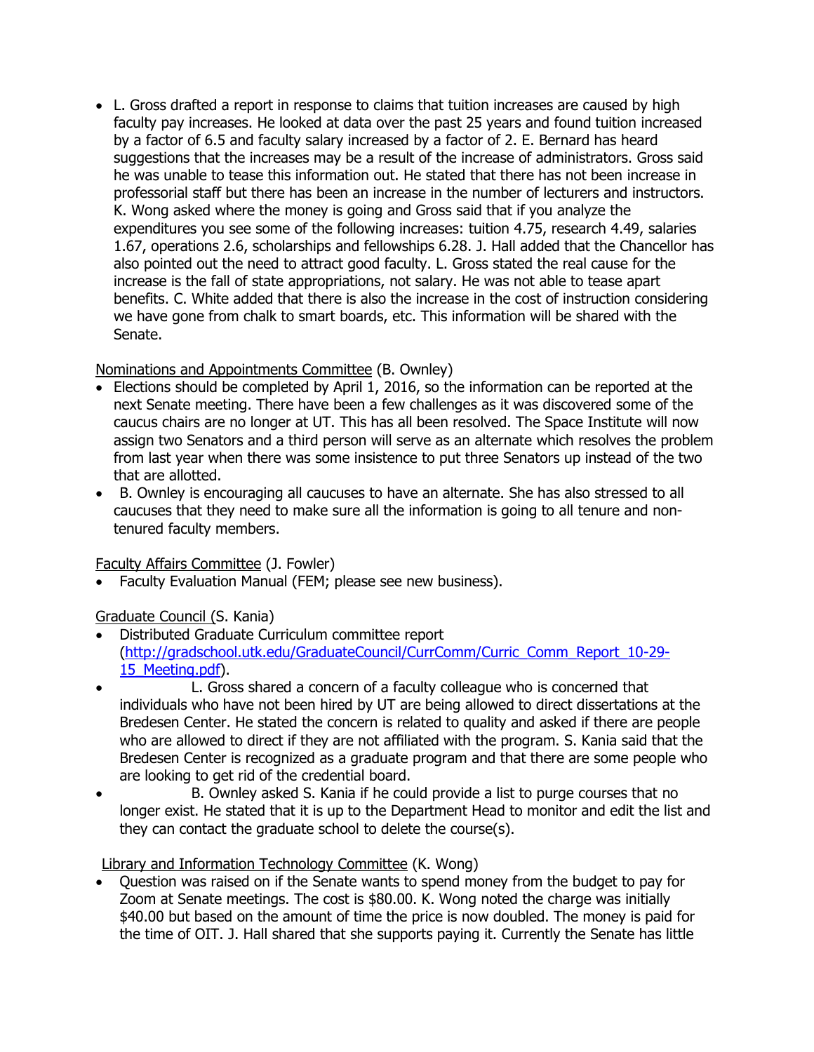- L. Gross drafted a report in response to claims that tuition increases are caused by high faculty pay increases. He looked at data over the past 25 years and found tuition increased by a factor of 6.5 and faculty salary increased by a factor of 2. E. Bernard has heard suggestions that the increases may be a result of the increase of administrators. Gross said he was unable to tease this information out. He stated that there has not been increase in professorial staff but there has been an increase in the number of lecturers and instructors. K. Wong asked where the money is going and Gross said that if you analyze the expenditures you see some of the following increases: tuition 4.75, research 4.49, salaries 1.67, operations 2.6, scholarships and fellowships 6.28. J. Hall added that the Chancellor has also pointed out the need to attract good faculty. L. Gross stated the real cause for the increase is the fall of state appropriations, not salary. He was not able to tease apart benefits. C. White added that there is also the increase in the cost of instruction considering we have gone from chalk to smart boards, etc. This information will be shared with the Senate.

Nominations and Appointments Committee (B. Ownley)

- Elections should be completed by April 1, 2016, so the information can be reported at the next Senate meeting. There have been a few challenges as it was discovered some of the caucus chairs are no longer at UT. This has all been resolved. The Space Institute will now assign two Senators and a third person will serve as an alternate which resolves the problem from last year when there was some insistence to put three Senators up instead of the two that are allotted.
- B. Ownley is encouraging all caucuses to have an alternate. She has also stressed to all caucuses that they need to make sure all the information is going to all tenure and non-tenured faculty members.

Faculty Affairs Committee (J. Fowler)

- Faculty Evaluation Manual (FEM; please see new business).

Graduate Council (S. Kania)

- Distributed Graduate Curriculum committee report (http://gradschool.utk.edu/GraduateCouncil/CurrComm/Curric_Comm_Report_10-29-15_Meeting.pdf).
- L. Gross shared a concern of a faculty colleague who is concerned that individuals who have not been hired by UT are being allowed to direct dissertations at the Bredesen Center. He stated the concern is related to quality and asked if there are people who are allowed to direct if they are not affiliated with the program. S. Kania said that the Bredesen Center is recognized as a graduate program and that there are some people who are looking to get rid of the credential board.
- B. Ownley asked S. Kania if he could provide a list to purge courses that no longer exist. He stated that it is up to the Department Head to monitor and edit the list and they can contact the graduate school to delete the course(s).

Library and Information Technology Committee (K. Wong)

- Question was raised on if the Senate wants to spend money from the budget to pay for Zoom at Senate meetings. The cost is $80.00. K. Wong noted the charge was initially $40.00 but based on the amount of time the price is now doubled. The money is paid for the time of OIT. J. Hall shared that she supports paying it. Currently the Senate has little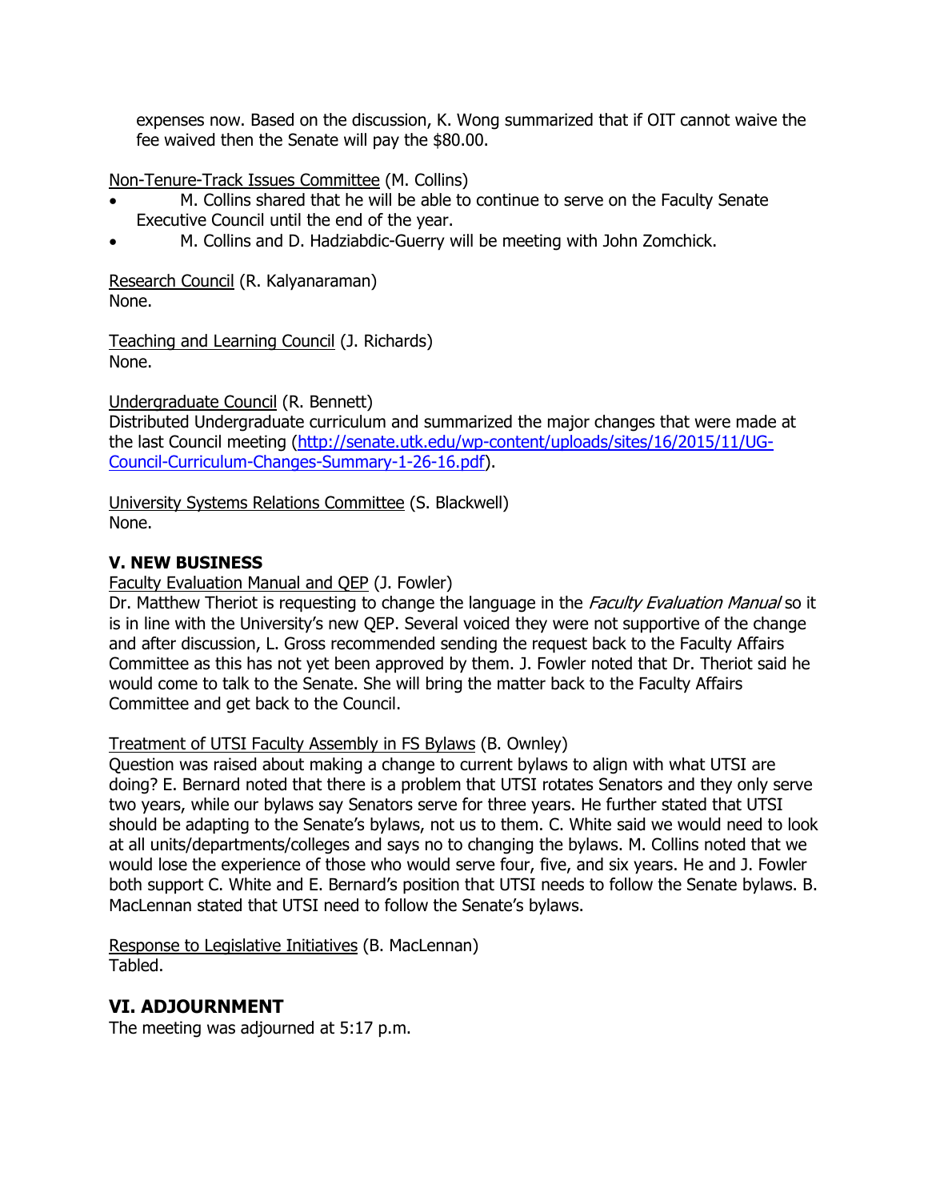expenses now. Based on the discussion, K. Wong summarized that if OIT cannot waive the fee waived then the Senate will pay the $80.00.

Non-Tenure-Track Issues Committee (M. Collins)

- M. Collins shared that he will be able to continue to serve on the Faculty Senate Executive Council until the end of the year.
- M. Collins and D. Hadziabdic-Guerry will be meeting with John Zomchick.

Research Council (R. Kalyanaraman)
None.

Teaching and Learning Council (J. Richards)
None.

Undergraduate Council (R. Bennett)
Distributed Undergraduate curriculum and summarized the major changes that were made at the last Council meeting (http://senate.utk.edu/wp-content/uploads/sites/16/2015/11/UG-Council-Curriculum-Changes-Summary-1-26-16.pdf).

University Systems Relations Committee (S. Blackwell)
None.

## V. NEW BUSINESS

Faculty Evaluation Manual and QEP (J. Fowler)
Dr. Matthew Theriot is requesting to change the language in the *Faculty Evaluation Manual* so it is in line with the University's new QEP. Several voiced they were not supportive of the change and after discussion, L. Gross recommended sending the request back to the Faculty Affairs Committee as this has not yet been approved by them. J. Fowler noted that Dr. Theriot said he would come to talk to the Senate. She will bring the matter back to the Faculty Affairs Committee and get back to the Council.

Treatment of UTSI Faculty Assembly in FS Bylaws (B. Ownley)
Question was raised about making a change to current bylaws to align with what UTSI are doing? E. Bernard noted that there is a problem that UTSI rotates Senators and they only serve two years, while our bylaws say Senators serve for three years. He further stated that UTSI should be adapting to the Senate's bylaws, not us to them. C. White said we would need to look at all units/departments/colleges and says no to changing the bylaws. M. Collins noted that we would lose the experience of those who would serve four, five, and six years. He and J. Fowler both support C. White and E. Bernard's position that UTSI needs to follow the Senate bylaws. B. MacLennan stated that UTSI need to follow the Senate's bylaws.

Response to Legislative Initiatives (B. MacLennan)
Tabled.

## VI. ADJOURNMENT

The meeting was adjourned at 5:17 p.m.